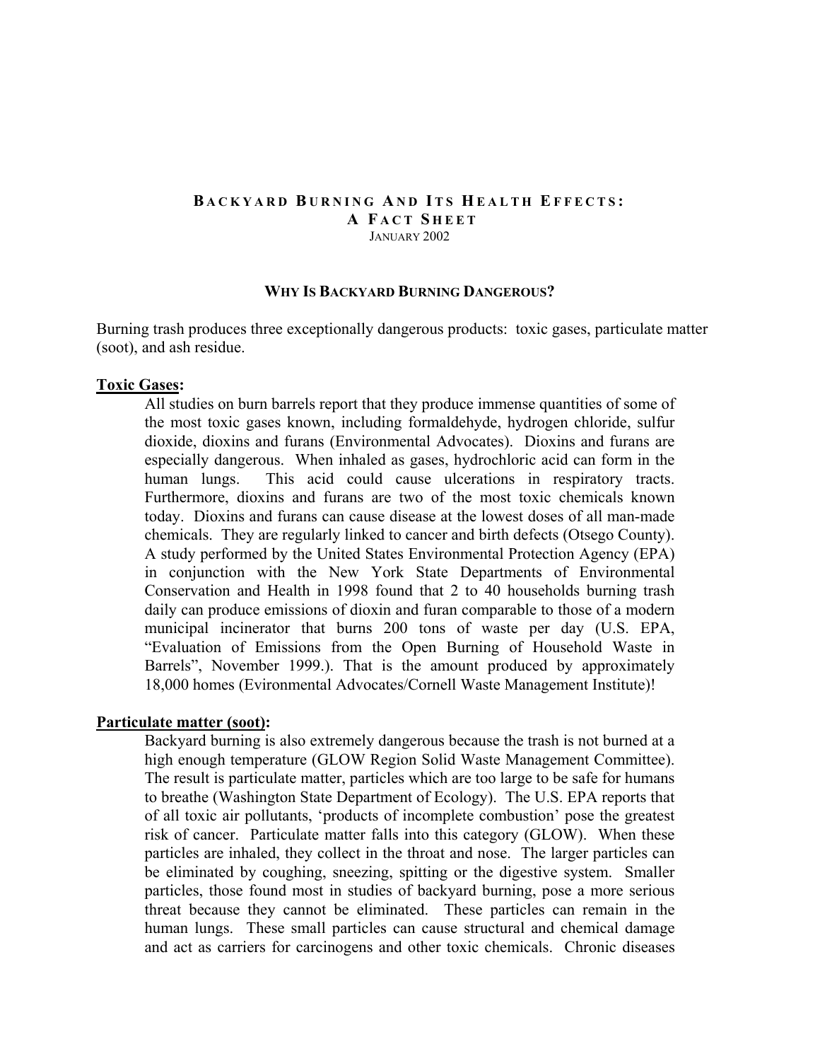# Backyard Burning And Its Health Effects: A Fact Sheet

January 2002

## Why Is Backyard Burning Dangerous?

Burning trash produces three exceptionally dangerous products: toxic gases, particulate matter (soot), and ash residue.

### Toxic Gases:

All studies on burn barrels report that they produce immense quantities of some of the most toxic gases known, including formaldehyde, hydrogen chloride, sulfur dioxide, dioxins and furans (Environmental Advocates). Dioxins and furans are especially dangerous. When inhaled as gases, hydrochloric acid can form in the human lungs. This acid could cause ulcerations in respiratory tracts. Furthermore, dioxins and furans are two of the most toxic chemicals known today. Dioxins and furans can cause disease at the lowest doses of all man-made chemicals. They are regularly linked to cancer and birth defects (Otsego County). A study performed by the United States Environmental Protection Agency (EPA) in conjunction with the New York State Departments of Environmental Conservation and Health in 1998 found that 2 to 40 households burning trash daily can produce emissions of dioxin and furan comparable to those of a modern municipal incinerator that burns 200 tons of waste per day (U.S. EPA, "Evaluation of Emissions from the Open Burning of Household Waste in Barrels", November 1999.). That is the amount produced by approximately 18,000 homes (Evironmental Advocates/Cornell Waste Management Institute)!

### Particulate matter (soot):

Backyard burning is also extremely dangerous because the trash is not burned at a high enough temperature (GLOW Region Solid Waste Management Committee). The result is particulate matter, particles which are too large to be safe for humans to breathe (Washington State Department of Ecology). The U.S. EPA reports that of all toxic air pollutants, 'products of incomplete combustion' pose the greatest risk of cancer. Particulate matter falls into this category (GLOW). When these particles are inhaled, they collect in the throat and nose. The larger particles can be eliminated by coughing, sneezing, spitting or the digestive system. Smaller particles, those found most in studies of backyard burning, pose a more serious threat because they cannot be eliminated. These particles can remain in the human lungs. These small particles can cause structural and chemical damage and act as carriers for carcinogens and other toxic chemicals. Chronic diseases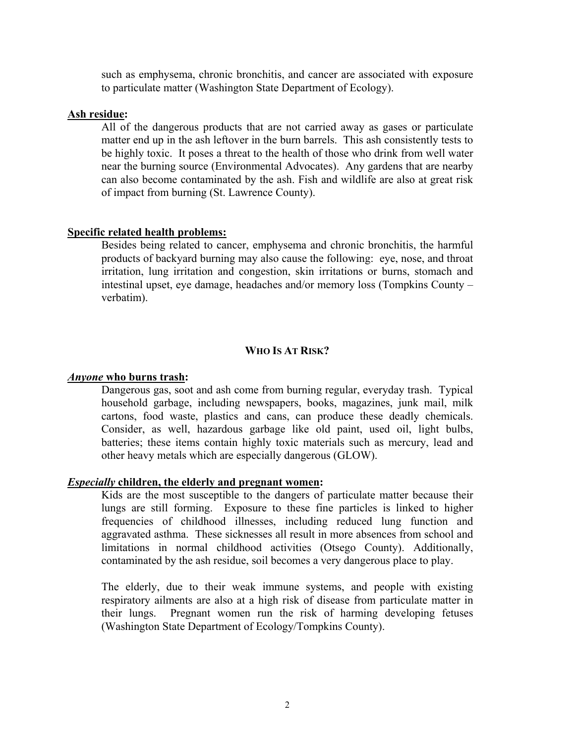such as emphysema, chronic bronchitis, and cancer are associated with exposure to particulate matter (Washington State Department of Ecology).

**<u>Ash residue</u>:**

All of the dangerous products that are not carried away as gases or particulate matter end up in the ash leftover in the burn barrels. This ash consistently tests to be highly toxic. It poses a threat to the health of those who drink from well water near the burning source (Environmental Advocates). Any gardens that are nearby can also become contaminated by the ash. Fish and wildlife are also at great risk of impact from burning (St. Lawrence County).

**<u>Specific related health problems:</u>**

Besides being related to cancer, emphysema and chronic bronchitis, the harmful products of backyard burning may also cause the following: eye, nose, and throat irritation, lung irritation and congestion, skin irritations or burns, stomach and intestinal upset, eye damage, headaches and/or memory loss (Tompkins County – verbatim).

## WHO IS AT RISK?

***<u>Anyone</u>* <u>who burns trash</u>:**

Dangerous gas, soot and ash come from burning regular, everyday trash. Typical household garbage, including newspapers, books, magazines, junk mail, milk cartons, food waste, plastics and cans, can produce these deadly chemicals. Consider, as well, hazardous garbage like old paint, used oil, light bulbs, batteries; these items contain highly toxic materials such as mercury, lead and other heavy metals which are especially dangerous (GLOW).

***<u>Especially</u>* <u>children, the elderly and pregnant women</u>:**

Kids are the most susceptible to the dangers of particulate matter because their lungs are still forming. Exposure to these fine particles is linked to higher frequencies of childhood illnesses, including reduced lung function and aggravated asthma. These sicknesses all result in more absences from school and limitations in normal childhood activities (Otsego County). Additionally, contaminated by the ash residue, soil becomes a very dangerous place to play.

The elderly, due to their weak immune systems, and people with existing respiratory ailments are also at a high risk of disease from particulate matter in their lungs. Pregnant women run the risk of harming developing fetuses (Washington State Department of Ecology/Tompkins County).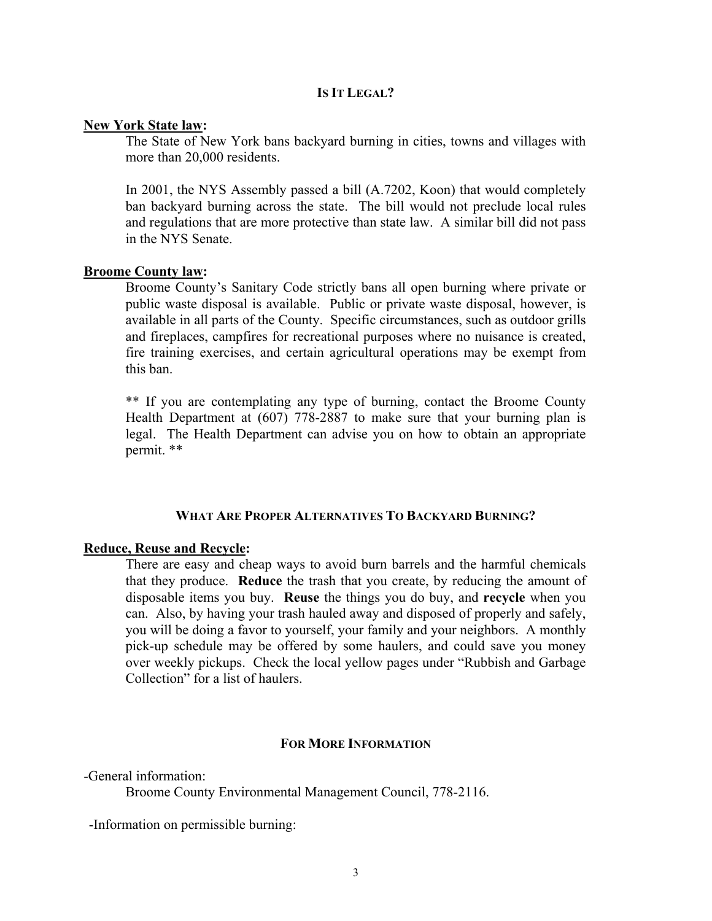## Is It Legal?

**New York State law:**

The State of New York bans backyard burning in cities, towns and villages with more than 20,000 residents.

In 2001, the NYS Assembly passed a bill (A.7202, Koon) that would completely ban backyard burning across the state. The bill would not preclude local rules and regulations that are more protective than state law. A similar bill did not pass in the NYS Senate.

**Broome County law:**

Broome County's Sanitary Code strictly bans all open burning where private or public waste disposal is available. Public or private waste disposal, however, is available in all parts of the County. Specific circumstances, such as outdoor grills and fireplaces, campfires for recreational purposes where no nuisance is created, fire training exercises, and certain agricultural operations may be exempt from this ban.

** If you are contemplating any type of burning, contact the Broome County Health Department at (607) 778-2887 to make sure that your burning plan is legal. The Health Department can advise you on how to obtain an appropriate permit. **

## What Are Proper Alternatives To Backyard Burning?

**Reduce, Reuse and Recycle:**

There are easy and cheap ways to avoid burn barrels and the harmful chemicals that they produce. **Reduce** the trash that you create, by reducing the amount of disposable items you buy. **Reuse** the things you do buy, and **recycle** when you can. Also, by having your trash hauled away and disposed of properly and safely, you will be doing a favor to yourself, your family and your neighbors. A monthly pick-up schedule may be offered by some haulers, and could save you money over weekly pickups. Check the local yellow pages under "Rubbish and Garbage Collection" for a list of haulers.

## For More Information

-General information:

Broome County Environmental Management Council, 778-2116.

-Information on permissible burning: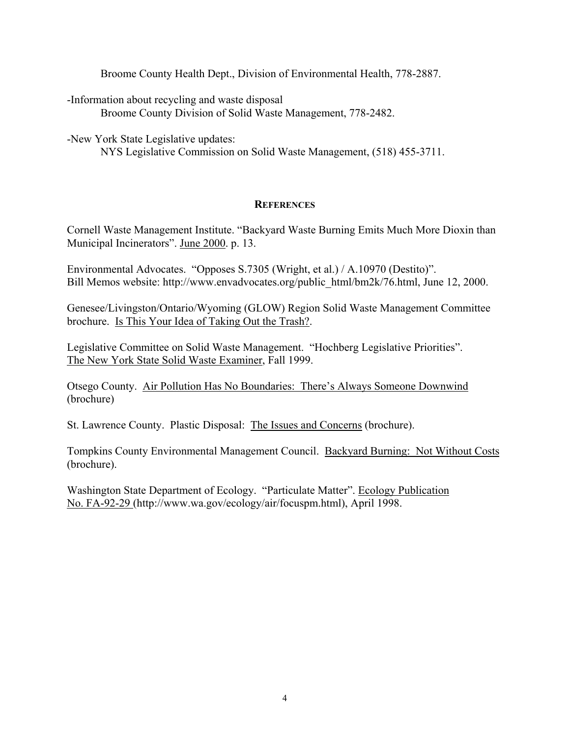Broome County Health Dept., Division of Environmental Health, 778-2887.

-Information about recycling and waste disposal
Broome County Division of Solid Waste Management, 778-2482.

-New York State Legislative updates:
NYS Legislative Commission on Solid Waste Management, (518) 455-3711.

## References

Cornell Waste Management Institute. "Backyard Waste Burning Emits Much More Dioxin than Municipal Incinerators". June 2000. p. 13.

Environmental Advocates. "Opposes S.7305 (Wright, et al.) / A.10970 (Destito)". Bill Memos website: http://www.envadvocates.org/public_html/bm2k/76.html, June 12, 2000.

Genesee/Livingston/Ontario/Wyoming (GLOW) Region Solid Waste Management Committee brochure. Is This Your Idea of Taking Out the Trash?.

Legislative Committee on Solid Waste Management. "Hochberg Legislative Priorities". The New York State Solid Waste Examiner, Fall 1999.

Otsego County. Air Pollution Has No Boundaries: There's Always Someone Downwind (brochure)

St. Lawrence County. Plastic Disposal: The Issues and Concerns (brochure).

Tompkins County Environmental Management Council. Backyard Burning: Not Without Costs (brochure).

Washington State Department of Ecology. "Particulate Matter". Ecology Publication No. FA-92-29 (http://www.wa.gov/ecology/air/focuspm.html), April 1998.